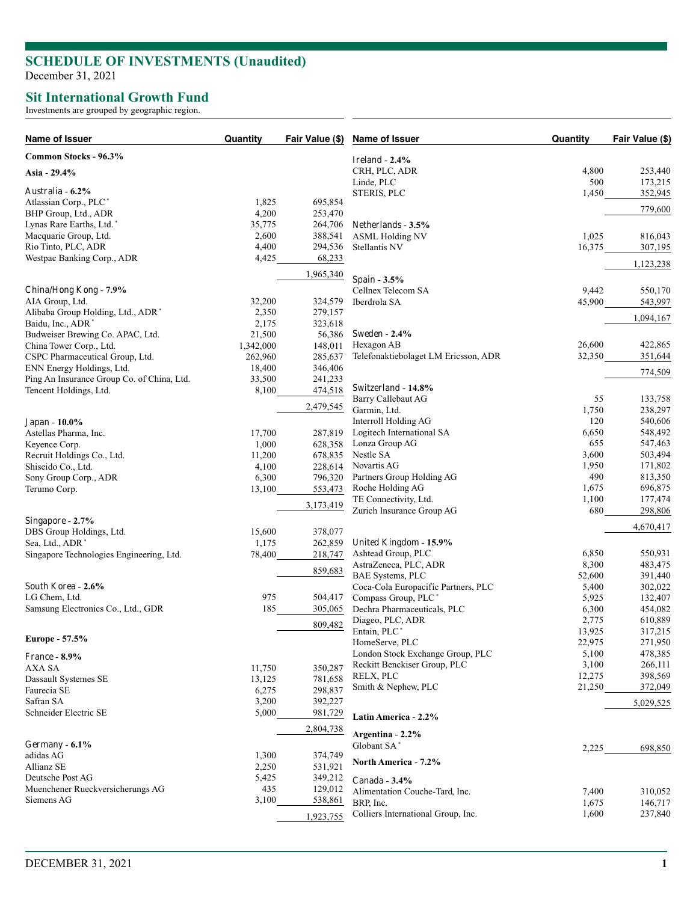# SCHEDULE OF INVESTMENTS (Unaudited)

December 31, 2021

## Sit International Growth Fund

Investments are grouped by geographic region.

| Name of Issuer | Quantity | Fair Value ($) |
|---|---|---|
| **Common Stocks - 96.3%** | | |
| **Asia - 29.4%** | | |
| Australia - **6.2%** | | |
| Atlassian Corp., PLC * | 1,825 | 695,854 |
| BHP Group, Ltd., ADR | 4,200 | 253,470 |
| Lynas Rare Earths, Ltd. * | 35,775 | 264,706 |
| Macquarie Group, Ltd. | 2,600 | 388,541 |
| Rio Tinto, PLC, ADR | 4,400 | 294,536 |
| Westpac Banking Corp., ADR | 4,425 | 68,233 |
| | | 1,965,340 |
| China/Hong Kong - **7.9%** | | |
| AIA Group, Ltd. | 32,200 | 324,579 |
| Alibaba Group Holding, Ltd., ADR * | 2,350 | 279,157 |
| Baidu, Inc., ADR * | 2,175 | 323,618 |
| Budweiser Brewing Co. APAC, Ltd. | 21,500 | 56,386 |
| China Tower Corp., Ltd. | 1,342,000 | 148,011 |
| CSPC Pharmaceutical Group, Ltd. | 262,960 | 285,637 |
| ENN Energy Holdings, Ltd. | 18,400 | 346,406 |
| Ping An Insurance Group Co. of China, Ltd. | 33,500 | 241,233 |
| Tencent Holdings, Ltd. | 8,100 | 474,518 |
| | | 2,479,545 |
| Japan - **10.0%** | | |
| Astellas Pharma, Inc. | 17,700 | 287,819 |
| Keyence Corp. | 1,000 | 628,358 |
| Recruit Holdings Co., Ltd. | 11,200 | 678,835 |
| Shiseido Co., Ltd. | 4,100 | 228,614 |
| Sony Group Corp., ADR | 6,300 | 796,320 |
| Terumo Corp. | 13,100 | 553,473 |
| | | 3,173,419 |
| Singapore - **2.7%** | | |
| DBS Group Holdings, Ltd. | 15,600 | 378,077 |
| Sea, Ltd., ADR * | 1,175 | 262,859 |
| Singapore Technologies Engineering, Ltd. | 78,400 | 218,747 |
| | | 859,683 |
| South Korea - **2.6%** | | |
| LG Chem, Ltd. | 975 | 504,417 |
| Samsung Electronics Co., Ltd., GDR | 185 | 305,065 |
| | | 809,482 |
| **Europe - 57.5%** | | |
| France - **8.9%** | | |
| AXA SA | 11,750 | 350,287 |
| Dassault Systemes SE | 13,125 | 781,658 |
| Faurecia SE | 6,275 | 298,837 |
| Safran SA | 3,200 | 392,227 |
| Schneider Electric SE | 5,000 | 981,729 |
| | | 2,804,738 |
| Germany - **6.1%** | | |
| adidas AG | 1,300 | 374,749 |
| Allianz SE | 2,250 | 531,921 |
| Deutsche Post AG | 5,425 | 349,212 |
| Muenchener Rueckversicherungs AG | 435 | 129,012 |
| Siemens AG | 3,100 | 538,861 |
| | | 1,923,755 |
| Ireland - **2.4%** | | |
| CRH, PLC, ADR | 4,800 | 253,440 |
| Linde, PLC | 500 | 173,215 |
| STERIS, PLC | 1,450 | 352,945 |
| | | 779,600 |
| Netherlands - **3.5%** | | |
| ASML Holding NV | 1,025 | 816,043 |
| Stellantis NV | 16,375 | 307,195 |
| | | 1,123,238 |
| Spain - **3.5%** | | |
| Cellnex Telecom SA | 9,442 | 550,170 |
| Iberdrola SA | 45,900 | 543,997 |
| | | 1,094,167 |
| Sweden - **2.4%** | | |
| Hexagon AB | 26,600 | 422,865 |
| Telefonaktiebolaget LM Ericsson, ADR | 32,350 | 351,644 |
| | | 774,509 |
| Switzerland - **14.8%** | | |
| Barry Callebaut AG | 55 | 133,758 |
| Garmin, Ltd. | 1,750 | 238,297 |
| Interroll Holding AG | 120 | 540,606 |
| Logitech International SA | 6,650 | 548,492 |
| Lonza Group AG | 655 | 547,463 |
| Nestle SA | 3,600 | 503,494 |
| Novartis AG | 1,950 | 171,802 |
| Partners Group Holding AG | 490 | 813,350 |
| Roche Holding AG | 1,675 | 696,875 |
| TE Connectivity, Ltd. | 1,100 | 177,474 |
| Zurich Insurance Group AG | 680 | 298,806 |
| | | 4,670,417 |
| United Kingdom - **15.9%** | | |
| Ashtead Group, PLC | 6,850 | 550,931 |
| AstraZeneca, PLC, ADR | 8,300 | 483,475 |
| BAE Systems, PLC | 52,600 | 391,440 |
| Coca-Cola Europacific Partners, PLC | 5,400 | 302,022 |
| Compass Group, PLC * | 5,925 | 132,407 |
| Dechra Pharmaceuticals, PLC | 6,300 | 454,082 |
| Diageo, PLC, ADR | 2,775 | 610,889 |
| Entain, PLC * | 13,925 | 317,215 |
| HomeServe, PLC | 22,975 | 271,950 |
| London Stock Exchange Group, PLC | 5,100 | 478,385 |
| Reckitt Benckiser Group, PLC | 3,100 | 266,111 |
| RELX, PLC | 12,275 | 398,569 |
| Smith & Nephew, PLC | 21,250 | 372,049 |
| | | 5,029,525 |
| **Latin America - 2.2%** | | |
| **Argentina - 2.2%** | | |
| Globant SA * | 2,225 | 698,850 |
| **North America - 7.2%** | | |
| Canada - **3.4%** | | |
| Alimentation Couche-Tard, Inc. | 7,400 | 310,052 |
| BRP, Inc. | 1,675 | 146,717 |
| Colliers International Group, Inc. | 1,600 | 237,840 |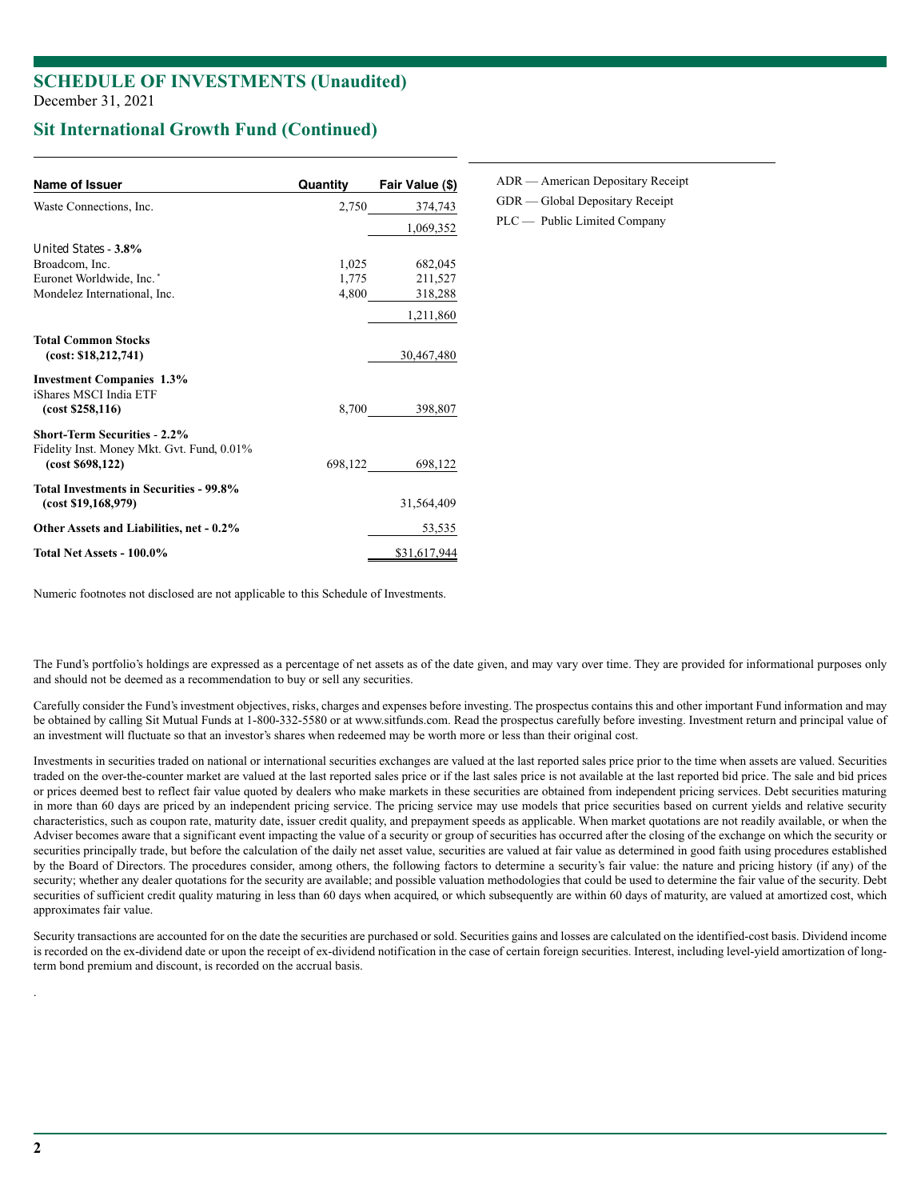## SCHEDULE OF INVESTMENTS (Unaudited)

December 31, 2021

## Sit International Growth Fund (Continued)

| Name of Issuer | Quantity | Fair Value ($) |
|---|---|---|
| Waste Connections, Inc. | 2,750 | 374,743 |
| | | 1,069,352 |
| **United States - 3.8%** | | |
| Broadcom, Inc. | 1,025 | 682,045 |
| Euronet Worldwide, Inc. * | 1,775 | 211,527 |
| Mondelez International, Inc. | 4,800 | 318,288 |
| | | 1,211,860 |
| **Total Common Stocks (cost: $18,212,741)** | | 30,467,480 |
| **Investment Companies 1.3%** | | |
| iShares MSCI India ETF **(cost $258,116)** | 8,700 | 398,807 |
| **Short-Term Securities - 2.2%** | | |
| Fidelity Inst. Money Mkt. Gvt. Fund, 0.01% **(cost $698,122)** | 698,122 | 698,122 |
| **Total Investments in Securities - 99.8% (cost $19,168,979)** | | 31,564,409 |
| **Other Assets and Liabilities, net - 0.2%** | | 53,535 |
| **Total Net Assets - 100.0%** | | $31,617,944 |

ADR — American Depositary Receipt

GDR — Global Depositary Receipt

PLC — Public Limited Company

Numeric footnotes not disclosed are not applicable to this Schedule of Investments.

The Fund's portfolio's holdings are expressed as a percentage of net assets as of the date given, and may vary over time. They are provided for informational purposes only and should not be deemed as a recommendation to buy or sell any securities.

Carefully consider the Fund's investment objectives, risks, charges and expenses before investing. The prospectus contains this and other important Fund information and may be obtained by calling Sit Mutual Funds at 1-800-332-5580 or at www.sitfunds.com. Read the prospectus carefully before investing. Investment return and principal value of an investment will fluctuate so that an investor's shares when redeemed may be worth more or less than their original cost.

Investments in securities traded on national or international securities exchanges are valued at the last reported sales price prior to the time when assets are valued. Securities traded on the over-the-counter market are valued at the last reported sales price or if the last sales price is not available at the last reported bid price. The sale and bid prices or prices deemed best to reflect fair value quoted by dealers who make markets in these securities are obtained from independent pricing services. Debt securities maturing in more than 60 days are priced by an independent pricing service. The pricing service may use models that price securities based on current yields and relative security characteristics, such as coupon rate, maturity date, issuer credit quality, and prepayment speeds as applicable. When market quotations are not readily available, or when the Adviser becomes aware that a significant event impacting the value of a security or group of securities has occurred after the closing of the exchange on which the security or securities principally trade, but before the calculation of the daily net asset value, securities are valued at fair value as determined in good faith using procedures established by the Board of Directors. The procedures consider, among others, the following factors to determine a security's fair value: the nature and pricing history (if any) of the security; whether any dealer quotations for the security are available; and possible valuation methodologies that could be used to determine the fair value of the security. Debt securities of sufficient credit quality maturing in less than 60 days when acquired, or which subsequently are within 60 days of maturity, are valued at amortized cost, which approximates fair value.

Security transactions are accounted for on the date the securities are purchased or sold. Securities gains and losses are calculated on the identified-cost basis. Dividend income is recorded on the ex-dividend date or upon the receipt of ex-dividend notification in the case of certain foreign securities. Interest, including level-yield amortization of long-term bond premium and discount, is recorded on the accrual basis.

.